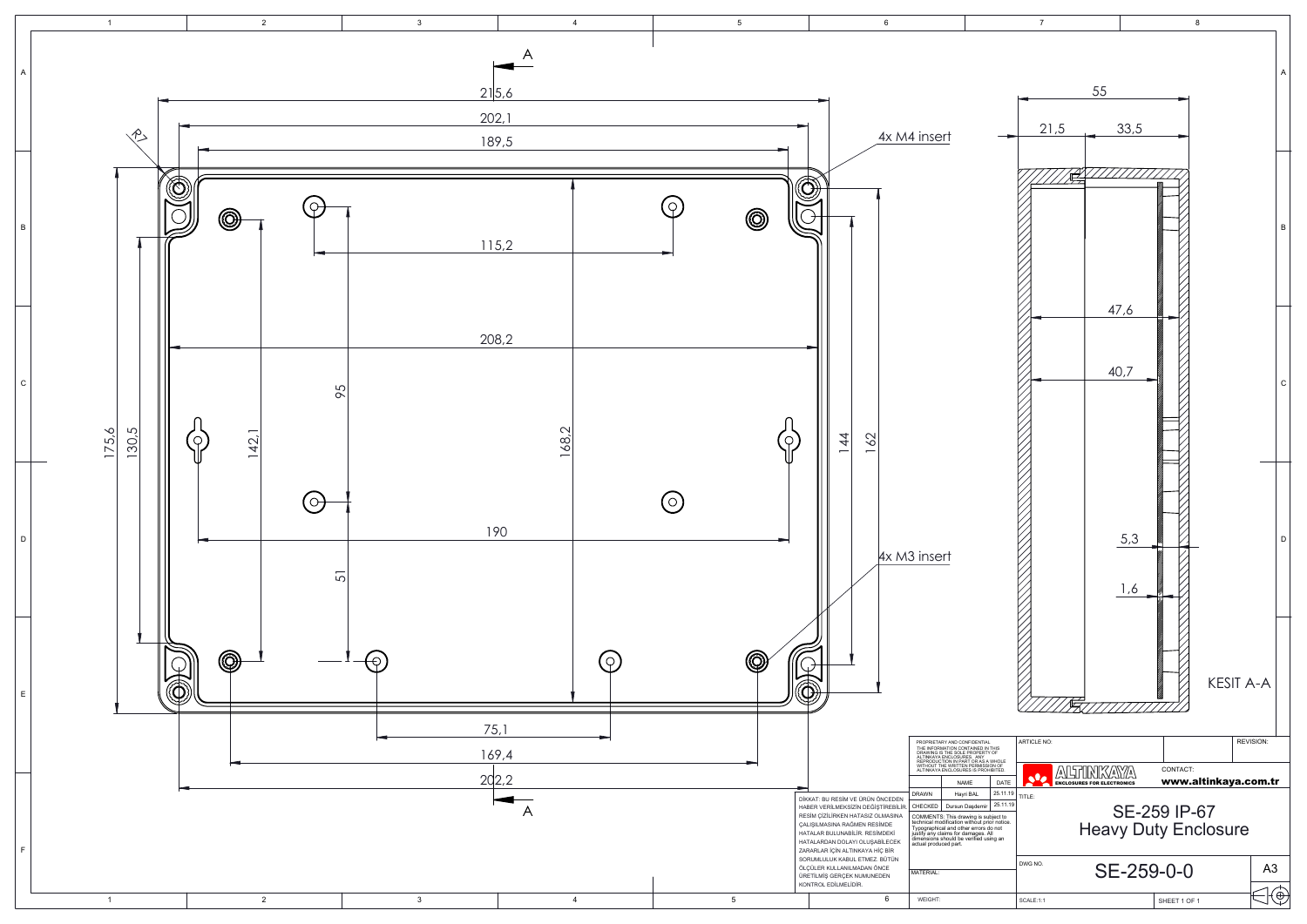4x M4 insert

4x M3 insert

KESIT A-A

PROPRIETARY AND CONFIDENTIAL
THE INFORMATION CONTAINED IN THIS DRAWING IS THE SOLE PROPERTY OF ALTINKAYA ENCLOSURES. ANY REPRODUCTION IN PART OR AS A WHOLE WITHOUT THE WRITTEN PERMISSION OF ALTINKAYA ENCLOSURES IS PROHIBITED.

| | NAME | DATE |
|---|---|---|
| DRAWN | Hayri BAL | 25.11.19 |
| CHECKED | Dursun Dağdemir | 25.11.19 |

COMMENTS: This drawing is subject to technical modification without prior notice. Typographical and other errors do not justify any claims for damages. All dimensions should be verified using an actual produced part.

DİKKAT: BU RESİM VE ÜRÜN ÖNCEDEN HABER VERİLMEKSİZİN DEĞİŞTİREBİLİR. RESİM ÇİZİLİRKEN HATASIZ OLMASINA ÇALIŞILMASINA RAĞMEN RESİMDE HATALAR BULUNABİLİR. RESİMDEKİ HATALARDAN DOLAYI OLUŞABİLECEK ZARARLAR İÇİN ALTINKAYA HİÇ BİR SORUMLULUK KABUL ETMEZ. BÜTÜN ÖLÇÜLER KULLANILMADAN ÖNCE ÜRETİLMİŞ GERÇEK NUMUNEDEN KONTROL EDİLMELİDİR.

MATERIAL:

WEIGHT:

ARTICLE NO:

REVISION:

ALTINKAYA ENCLOSURES FOR ELECTRONICS

CONTACT: www.altinkaya.com.tr

TITLE:

SE-259 IP-67
Heavy Duty Enclosure

DWG NO. SE-259-0-0

A3

SCALE:1:1

SHEET 1 OF 1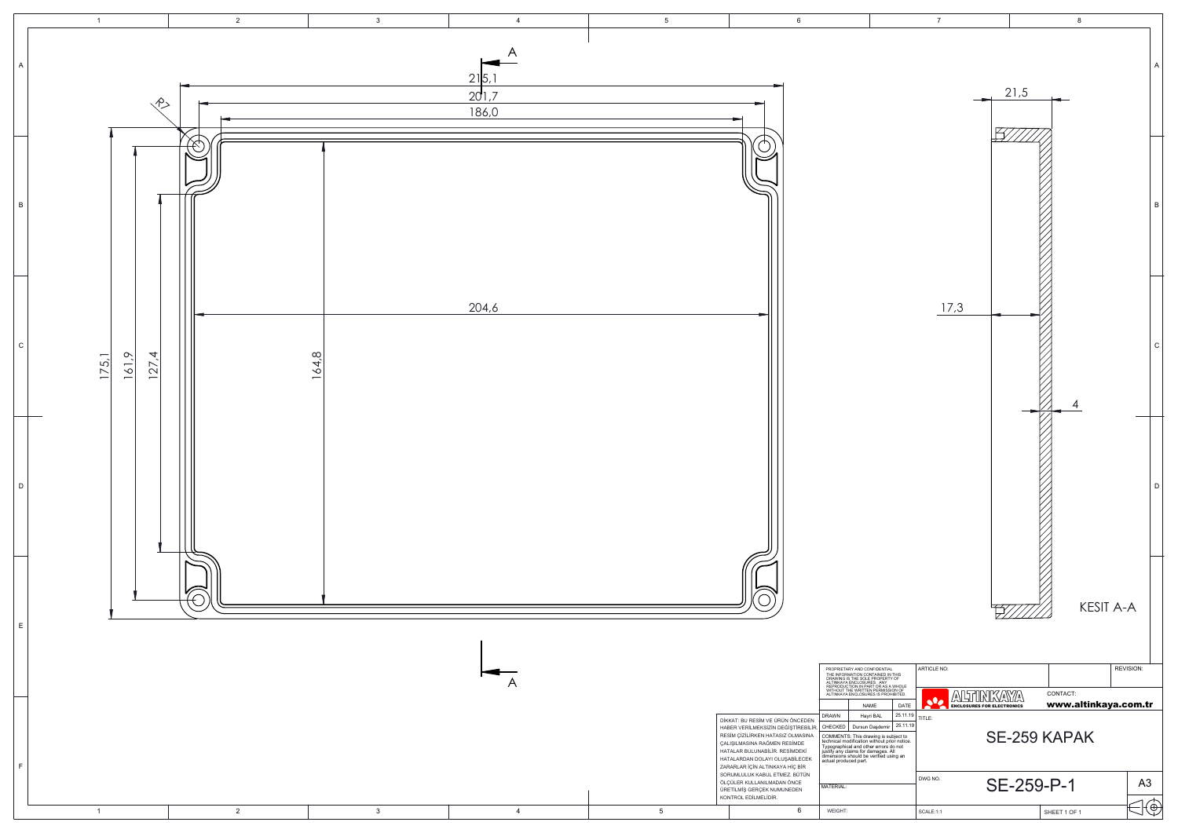A

215,1

201,7

186,0

R7

175,1

161,9

127,4

164,8

204,6

A

21,5

17,3

4

KESIT A-A

PROPRIETARY AND CONFIDENTIAL
THE INFORMATION CONTAINED IN THIS DRAWING IS THE SOLE PROPERTY OF ALTINKAYA ENCLOSURES. ANY REPRODUCTION IN PART OR AS A WHOLE WITHOUT THE WRITTEN PERMISSION OF ALTINKAYA ENCLOSURES IS PROHIBITED.

| | NAME | DATE |
|---|---|---|
| DRAWN | Hayri BAL | 25.11.19 |
| CHECKED | Dursun Daşdemir | 25.11.19 |

COMMENTS: This drawing is subject to technical modification without prior notice. Typographical and other errors do not justify any claims for damages. All dimensions should be verified using an actual produced part.

MATERIAL:

WEIGHT:

DİKKAT: BU RESİM VE ÜRÜN ÖNCEDEN HABER VERİLMEKSİZİN DEĞİŞTİREBİLİR. RESİM ÇİZİLİRKEN HATASIZ OLMASINA ÇALIŞILMASINA RAĞMEN RESİMDE HATALAR BULUNABİLİR. RESİMDEKİ HATALARDAN DOLAYI OLUŞABİLECEK ZARARLAR İÇİN ALTINKAYA HİÇ BİR SORUMLULUK KABUL ETMEZ. BÜTÜN ÖLÇÜLER KULLANILMADAN ÖNCE ÜRETİLMİŞ GERÇEK NUMUNEDEN KONTROL EDİLMELİDİR.

ARTICLE NO:

REVISION:

ALTINKAYA ENCLOSURES FOR ELECTRONICS

CONTACT: **www.altinkaya.com.tr**

TITLE:

SE-259 KAPAK

DWG NO. SE-259-P-1

A3

SCALE:1:1

SHEET 1 OF 1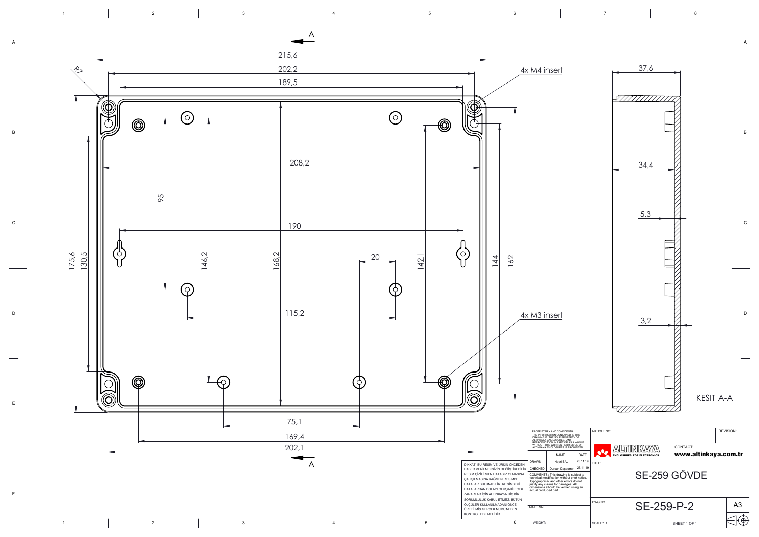A

215,6

202,2

189,5

R7

4x M4 insert

208,2

95

190

175,6

130,5

146,2

168,2

20

142,1

144

162

115,2

4x M3 insert

75,1

169,4

202,1

A

37,6

34,4

5,3

3,2

KESIT A-A

PROPRIETARY AND CONFIDENTIAL
THE INFORMATION CONTAINED IN THIS DRAWING IS THE SOLE PROPERTY OF ALTINKAYA ENCLOSURES. ANY REPRODUCTION IN PART OR AS A WHOLE WITHOUT THE WRITTEN PERMISSION OF ALTINKAYA ENCLOSURES IS PROHIBITED.

DİKKAT: BU RESİM VE ÜRÜN ÖNCEDEN HABER VERİLMEKSİZİN DEĞİŞTİREBİLİR. RESİM ÇİZİLİRKEN HATASIZ OLMASINA ÇALIŞILMASINA RAĞMEN RESİMDE HATALAR BULUNABİLİR. RESİMDEKİ HATALARDAN DOLAYI OLUŞABİLECEK ZARARLAR İÇİN ALTINKAYA HİÇ BİR SORUMLULUK KABUL ETMEZ. BÜTÜN ÖLÇÜLER KULLANILMADAN ÖNCE ÜRETİLMİŞ GERÇEK NUMUNEDEN KONTROL EDİLMELİDİR.

| | NAME | DATE |
|---|---|---|
| DRAWN | Hayri BAL | 25.11.19 |
| CHECKED | Dursun Daşdemir | 25.11.19 |

COMMENTS: This drawing is subject to technical modification without prior notice. Typographical and other errors do not justify any claims for damages. All dimensions should be verified using an actual produced part.

MATERIAL:

WEIGHT:

ARTICLE NO:

REVISION:

ALTINKAYA ENCLOSURES FOR ELECTRONICS

CONTACT: www.altinkaya.com.tr

TITLE: SE-259 GÖVDE

DWG NO. SE-259-P-2

A3

SCALE:1:1

SHEET 1 OF 1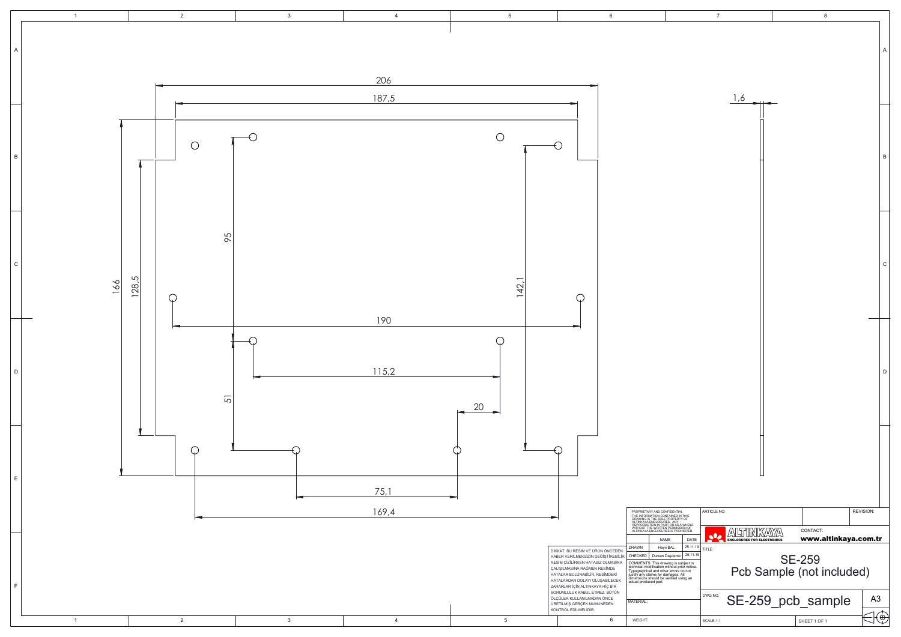206

187,5

1,6

166

128,5

95

142,1

190

115,2

51

20

75,1

169,4

PROPRIETARY AND CONFIDENTIAL
THE INFORMATION CONTAINED IN THIS DRAWING IS THE SOLE PROPERTY OF ALTINKAYA ENCLOSURES. ANY REPRODUCTION IN PART OR AS A WHOLE WITHOUT THE WRITTEN PERMISSION OF ALTINKAYA ENCLOSURES IS PROHIBITED.

| | NAME | DATE |
|---|---|---|
| DRAWN | Hayri BAL | 25.11.19 |
| CHECKED | Dursun Daşdemir | 25.11.19 |

COMMENTS: This drawing is subject to technical modification without prior notice. Typographical and other errors do not justify any claims for damages. All dimensions should be verified using an actual produced part.

DİKKAT: BU RESİM VE ÜRÜN ÖNCEDEN HABER VERİLMEKSİZİN DEĞİŞTİREBİLİR. RESİM ÇİZİLİRKEN HATASIZ OLMASINA ÇALIŞILMASINA RAĞMEN RESİMDE HATALAR BULUNABİLİR. RESİMDEKİ HATALARDAN DOLAYI OLUŞABİLECEK ZARARLAR İÇİN ALTINKAYA HİÇ BİR SORUMLULUK KABUL ETMEZ. BÜTÜN ÖLÇÜLER KULLANILMADAN ÖNCE ÜRETİLMİŞ GERÇEK NUMUNEDEN KONTROL EDİLMELİDİR.

MATERIAL:

WEIGHT:

ARTICLE NO:

REVISION:

ALTINKAYA ENCLOSURES FOR ELECTRONICS

CONTACT:
www.altinkaya.com.tr

TITLE:

SE-259
Pcb Sample (not included)

DWG NO.
SE-259_pcb_sample

A3

SCALE:1:1

SHEET 1 OF 1